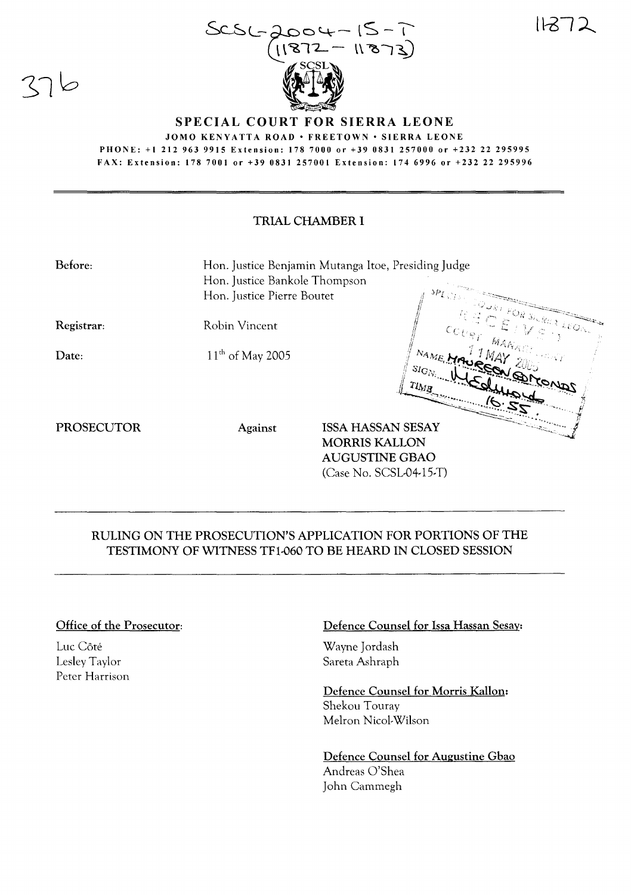SCSL-2004-15-T
(11872 - 11873)

11872

376

# SPECIAL COURT FOR SIERRA LEONE

JOMO KENYATTA ROAD • FREETOWN • SIERRA LEONE
PHONE: +1 212 963 9915 Extension: 178 7000 or +39 0831 257000 or +232 22 295995
FAX: Extension: 178 7001 or +39 0831 257001 Extension: 174 6996 or +232 22 295996

## TRIAL CHAMBER I

| | |
|---|---|
| Before: | Hon. Justice Benjamin Mutanga Itoe, Presiding Judge<br>Hon. Justice Bankole Thompson<br>Hon. Justice Pierre Boutet |
| Registrar: | Robin Vincent |
| Date: | 11th of May 2005 |

SPECIAL COURT FOR SIERRA LEONE
RECEIVED
COURT MANAGEMENT
11 MAY 2005
NAME: MAUREEN EDMONDS
SIGN: [signature]
TIME: 16:55

PROSECUTOR Against ISSA HASSAN SESAY
MORRIS KALLON
AUGUSTINE GBAO
(Case No. SCSL-04-15-T)

## RULING ON THE PROSECUTION'S APPLICATION FOR PORTIONS OF THE TESTIMONY OF WITNESS TF1-060 TO BE HEARD IN CLOSED SESSION

**Office of the Prosecutor:**

Luc Côté
Lesley Taylor
Peter Harrison

**Defence Counsel for Issa Hassan Sesay:**

Wayne Jordash
Sareta Ashraph

**Defence Counsel for Morris Kallon:**

Shekou Touray
Melron Nicol-Wilson

**Defence Counsel for Augustine Gbao**

Andreas O'Shea
John Cammegh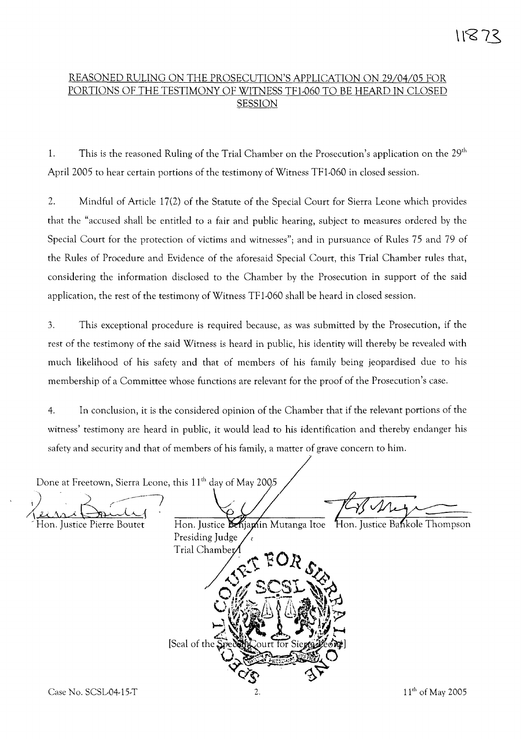11873

## REASONED RULING ON THE PROSECUTION'S APPLICATION ON 29/04/05 FOR PORTIONS OF THE TESTIMONY OF WITNESS TF1-060 TO BE HEARD IN CLOSED SESSION

1. This is the reasoned Ruling of the Trial Chamber on the Prosecution's application on the 29th April 2005 to hear certain portions of the testimony of Witness TF1-060 in closed session.

2. Mindful of Article 17(2) of the Statute of the Special Court for Sierra Leone which provides that the "accused shall be entitled to a fair and public hearing, subject to measures ordered by the Special Court for the protection of victims and witnesses"; and in pursuance of Rules 75 and 79 of the Rules of Procedure and Evidence of the aforesaid Special Court, this Trial Chamber rules that, considering the information disclosed to the Chamber by the Prosecution in support of the said application, the rest of the testimony of Witness TF1-060 shall be heard in closed session.

3. This exceptional procedure is required because, as was submitted by the Prosecution, if the rest of the testimony of the said Witness is heard in public, his identity will thereby be revealed with much likelihood of his safety and that of members of his family being jeopardised due to his membership of a Committee whose functions are relevant for the proof of the Prosecution's case.

4. In conclusion, it is the considered opinion of the Chamber that if the relevant portions of the witness' testimony are heard in public, it would lead to his identification and thereby endanger his safety and security and that of members of his family, a matter of grave concern to him.

Done at Freetown, Sierra Leone, this 11th day of May 2005

Hon. Justice Pierre Boutet

Hon. Justice Benjamin Mutanga Itoe
Presiding Judge
Trial Chamber I

Hon. Justice Bankole Thompson

[Seal of the Special Court for Sierra Leone]

Case No. SCSL-04-15-T

11th of May 2005